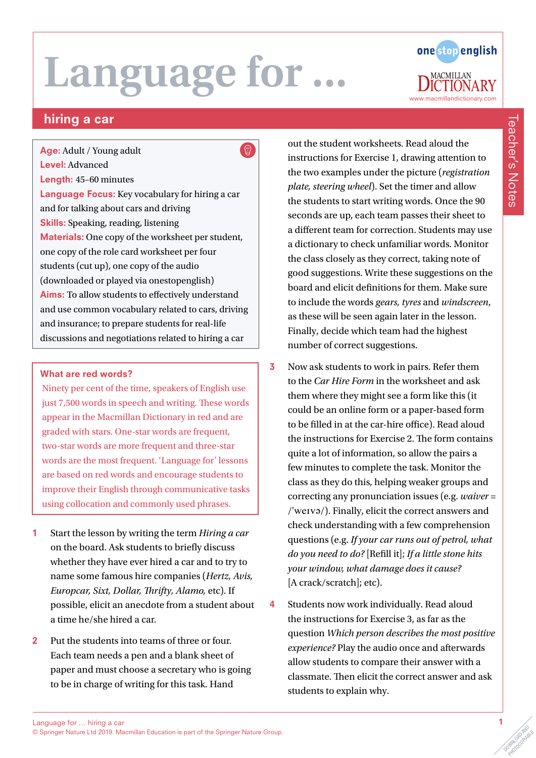# Language for …

## hiring a car

**Age:** Adult / Young adult
**Level:** Advanced
**Length:** 45–60 minutes
**Language Focus:** Key vocabulary for hiring a car and for talking about cars and driving
**Skills:** Speaking, reading, listening
**Materials:** One copy of the worksheet per student, one copy of the role card worksheet per four students (cut up), one copy of the audio (downloaded or played via onestopenglish)
**Aims:** To allow students to effectively understand and use common vocabulary related to cars, driving and insurance; to prepare students for real-life discussions and negotiations related to hiring a car

### What are red words?

Ninety per cent of the time, speakers of English use just 7,500 words in speech and writing. These words appear in the Macmillan Dictionary in red and are graded with stars. One-star words are frequent, two-star words are more frequent and three-star words are the most frequent. 'Language for' lessons are based on red words and encourage students to improve their English through communicative tasks using collocation and commonly used phrases.

1. Start the lesson by writing the term *Hiring a car* on the board. Ask students to briefly discuss whether they have ever hired a car and to try to name some famous hire companies (*Hertz, Avis, Europcar, Sixt, Dollar, Thrifty, Alamo,* etc). If possible, elicit an anecdote from a student about a time he/she hired a car.

2. Put the students into teams of three or four. Each team needs a pen and a blank sheet of paper and must choose a secretary who is going to be in charge of writing for this task. Hand out the student worksheets. Read aloud the instructions for Exercise 1, drawing attention to the two examples under the picture (*registration plate, steering wheel*). Set the timer and allow the students to start writing words. Once the 90 seconds are up, each team passes their sheet to a different team for correction. Students may use a dictionary to check unfamiliar words. Monitor the class closely as they correct, taking note of good suggestions. Write these suggestions on the board and elicit definitions for them. Make sure to include the words *gears, tyres* and *windscreen*, as these will be seen again later in the lesson. Finally, decide which team had the highest number of correct suggestions.

3. Now ask students to work in pairs. Refer them to the *Car Hire Form* in the worksheet and ask them where they might see a form like this (it could be an online form or a paper-based form to be filled in at the car-hire office). Read aloud the instructions for Exercise 2. The form contains quite a lot of information, so allow the pairs a few minutes to complete the task. Monitor the class as they do this, helping weaker groups and correcting any pronunciation issues (e.g. *waiver* = /ˈweɪvə/). Finally, elicit the correct answers and check understanding with a few comprehension questions (e.g. *If your car runs out of petrol, what do you need to do?* [Refill it]; *If a little stone hits your window, what damage does it cause?* [A crack/scratch]; etc).

4. Students now work individually. Read aloud the instructions for Exercise 3, as far as the question *Which person describes the most positive experience?* Play the audio once and afterwards allow students to compare their answer with a classmate. Then elicit the correct answer and ask students to explain why.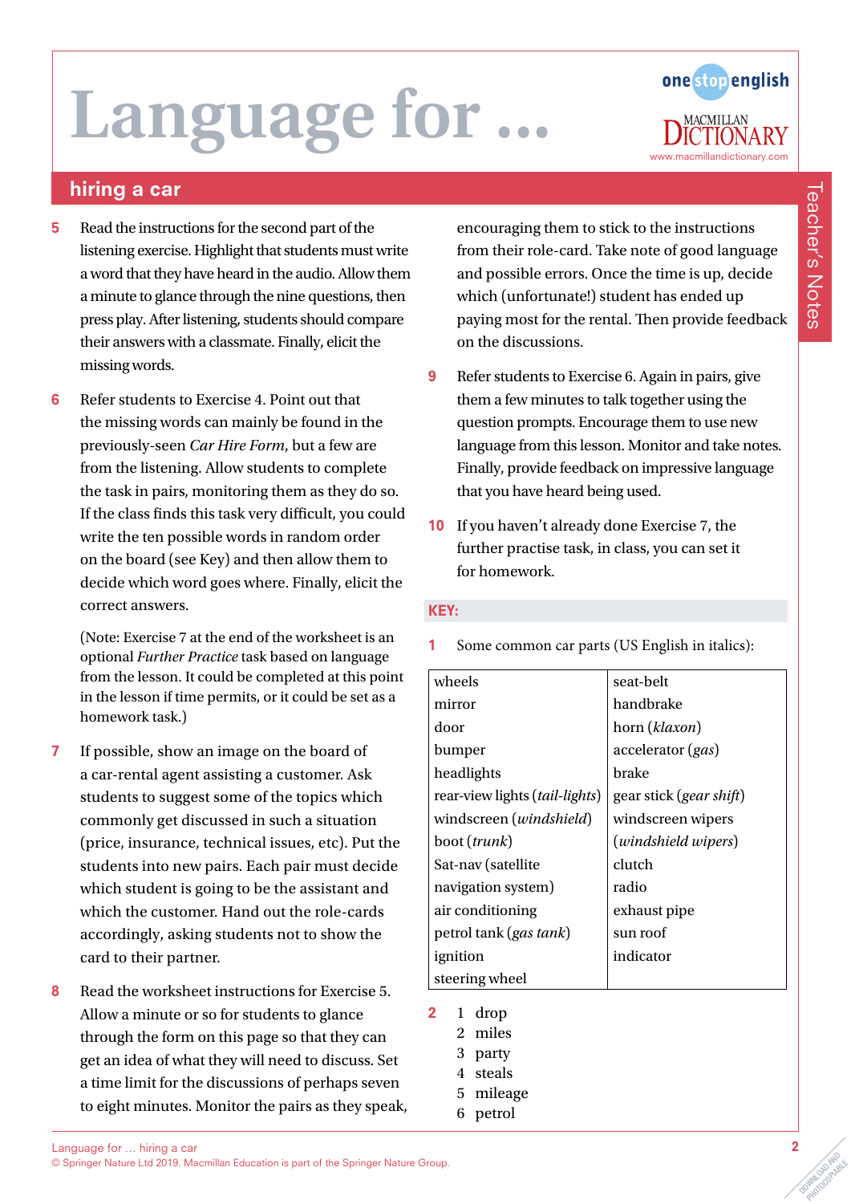# Language for …

## hiring a car

5. Read the instructions for the second part of the listening exercise. Highlight that students must write a word that they have heard in the audio. Allow them a minute to glance through the nine questions, then press play. After listening, students should compare their answers with a classmate. Finally, elicit the missing words.

6. Refer students to Exercise 4. Point out that the missing words can mainly be found in the previously-seen *Car Hire Form*, but a few are from the listening. Allow students to complete the task in pairs, monitoring them as they do so. If the class finds this task very difficult, you could write the ten possible words in random order on the board (see Key) and then allow them to decide which word goes where. Finally, elicit the correct answers.

   (Note: Exercise 7 at the end of the worksheet is an optional *Further Practice* task based on language from the lesson. It could be completed at this point in the lesson if time permits, or it could be set as a homework task.)

7. If possible, show an image on the board of a car-rental agent assisting a customer. Ask students to suggest some of the topics which commonly get discussed in such a situation (price, insurance, technical issues, etc). Put the students into new pairs. Each pair must decide which student is going to be the assistant and which the customer. Hand out the role-cards accordingly, asking students not to show the card to their partner.

8. Read the worksheet instructions for Exercise 5. Allow a minute or so for students to glance through the form on this page so that they can get an idea of what they will need to discuss. Set a time limit for the discussions of perhaps seven to eight minutes. Monitor the pairs as they speak, encouraging them to stick to the instructions from their role-card. Take note of good language and possible errors. Once the time is up, decide which (unfortunate!) student has ended up paying most for the rental. Then provide feedback on the discussions.

9. Refer students to Exercise 6. Again in pairs, give them a few minutes to talk together using the question prompts. Encourage them to use new language from this lesson. Monitor and take notes. Finally, provide feedback on impressive language that you have heard being used.

10. If you haven't already done Exercise 7, the further practise task, in class, you can set it for homework.

**KEY:**

1 Some common car parts (US English in italics):

| | |
|---|---|
| wheels | seat-belt |
| mirror | handbrake |
| door | horn (*klaxon*) |
| bumper | accelerator (*gas*) |
| headlights | brake |
| rear-view lights (*tail-lights*) | gear stick (*gear shift*) |
| windscreen (*windshield*) | windscreen wipers (*windshield wipers*) |
| boot (*trunk*) | clutch |
| Sat-nav (satellite navigation system) | radio |
| air conditioning | exhaust pipe |
| petrol tank (*gas tank*) | sun roof |
| ignition | indicator |
| steering wheel | |

2
1 drop
2 miles
3 party
4 steals
5 mileage
6 petrol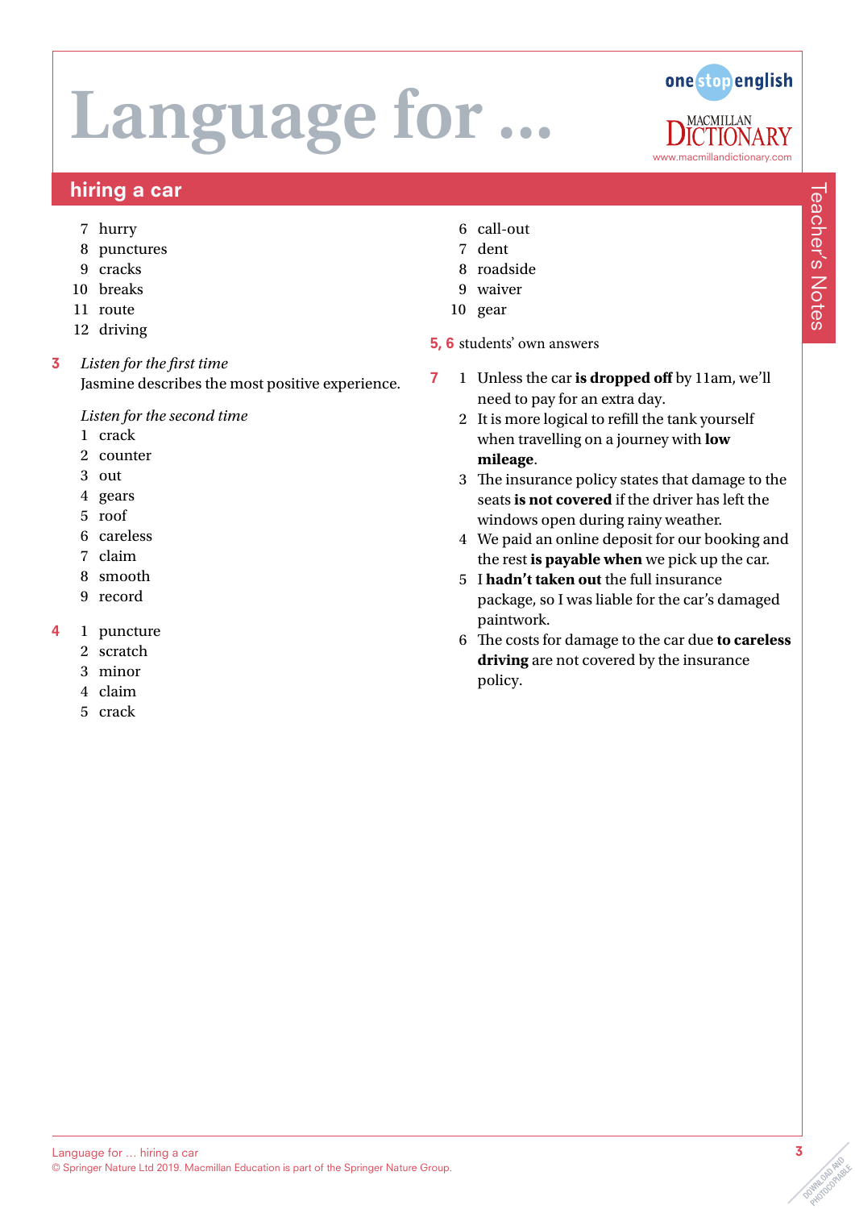# Language for …

## hiring a car

7 hurry
8 punctures
9 cracks
10 breaks
11 route
12 driving

**3** *Listen for the first time*
Jasmine describes the most positive experience.

*Listen for the second time*
1 crack
2 counter
3 out
4 gears
5 roof
6 careless
7 claim
8 smooth
9 record

**4** 1 puncture
2 scratch
3 minor
4 claim
5 crack
6 call-out
7 dent
8 roadside
9 waiver
10 gear

**5, 6** students' own answers

**7** 1 Unless the car **is dropped off** by 11am, we'll need to pay for an extra day.
2 It is more logical to refill the tank yourself when travelling on a journey with **low mileage**.
3 The insurance policy states that damage to the seats **is not covered** if the driver has left the windows open during rainy weather.
4 We paid an online deposit for our booking and the rest **is payable when** we pick up the car.
5 I **hadn't taken out** the full insurance package, so I was liable for the car's damaged paintwork.
6 The costs for damage to the car due **to careless driving** are not covered by the insurance policy.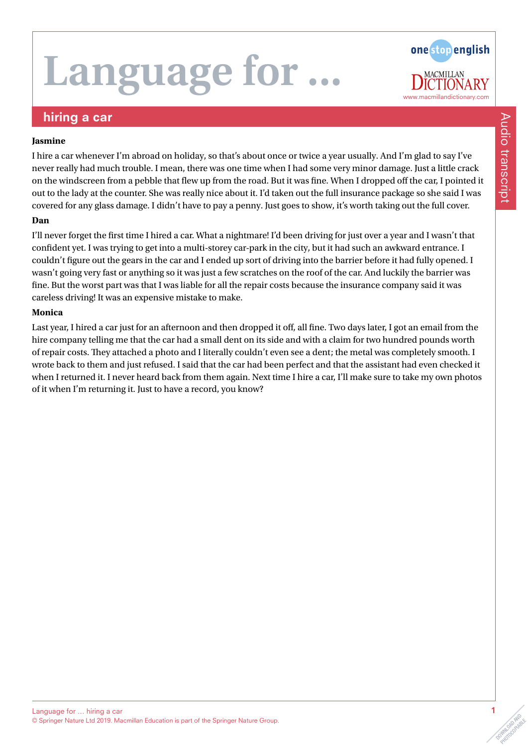# Language for …

## hiring a car

Audio transcript

**Jasmine**

I hire a car whenever I'm abroad on holiday, so that's about once or twice a year usually. And I'm glad to say I've never really had much trouble. I mean, there was one time when I had some very minor damage. Just a little crack on the windscreen from a pebble that flew up from the road. But it was fine. When I dropped off the car, I pointed it out to the lady at the counter. She was really nice about it. I'd taken out the full insurance package so she said I was covered for any glass damage. I didn't have to pay a penny. Just goes to show, it's worth taking out the full cover.

**Dan**

I'll never forget the first time I hired a car. What a nightmare! I'd been driving for just over a year and I wasn't that confident yet. I was trying to get into a multi-storey car-park in the city, but it had such an awkward entrance. I couldn't figure out the gears in the car and I ended up sort of driving into the barrier before it had fully opened. I wasn't going very fast or anything so it was just a few scratches on the roof of the car. And luckily the barrier was fine. But the worst part was that I was liable for all the repair costs because the insurance company said it was careless driving! It was an expensive mistake to make.

**Monica**

Last year, I hired a car just for an afternoon and then dropped it off, all fine. Two days later, I got an email from the hire company telling me that the car had a small dent on its side and with a claim for two hundred pounds worth of repair costs. They attached a photo and I literally couldn't even see a dent; the metal was completely smooth. I wrote back to them and just refused. I said that the car had been perfect and that the assistant had even checked it when I returned it. I never heard back from them again. Next time I hire a car, I'll make sure to take my own photos of it when I'm returning it. Just to have a record, you know?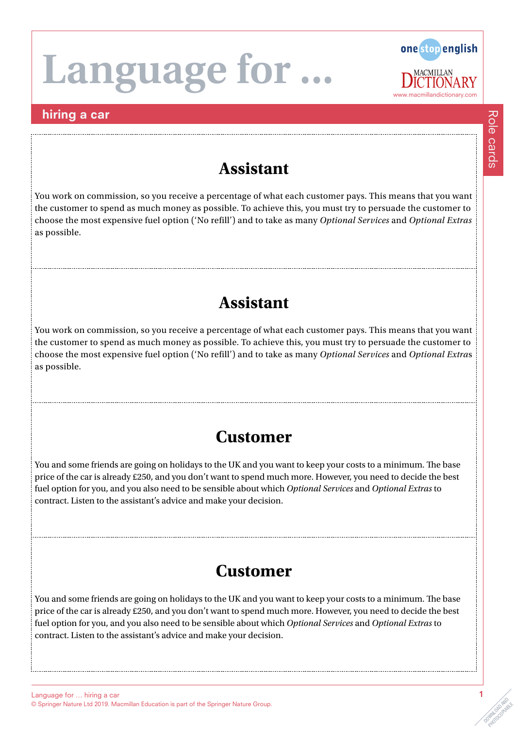# Language for …

## hiring a car

Role cards

### Assistant

You work on commission, so you receive a percentage of what each customer pays. This means that you want the customer to spend as much money as possible. To achieve this, you must try to persuade the customer to choose the most expensive fuel option ('No refill') and to take as many *Optional Services* and *Optional Extras* as possible.

### Assistant

You work on commission, so you receive a percentage of what each customer pays. This means that you want the customer to spend as much money as possible. To achieve this, you must try to persuade the customer to choose the most expensive fuel option ('No refill') and to take as many *Optional Services* and *Optional Extras* as possible.

### Customer

You and some friends are going on holidays to the UK and you want to keep your costs to a minimum. The base price of the car is already £250, and you don't want to spend much more. However, you need to decide the best fuel option for you, and you also need to be sensible about which *Optional Services* and *Optional Extras* to contract. Listen to the assistant's advice and make your decision.

### Customer

You and some friends are going on holidays to the UK and you want to keep your costs to a minimum. The base price of the car is already £250, and you don't want to spend much more. However, you need to decide the best fuel option for you, and you also need to be sensible about which *Optional Services* and *Optional Extras* to contract. Listen to the assistant's advice and make your decision.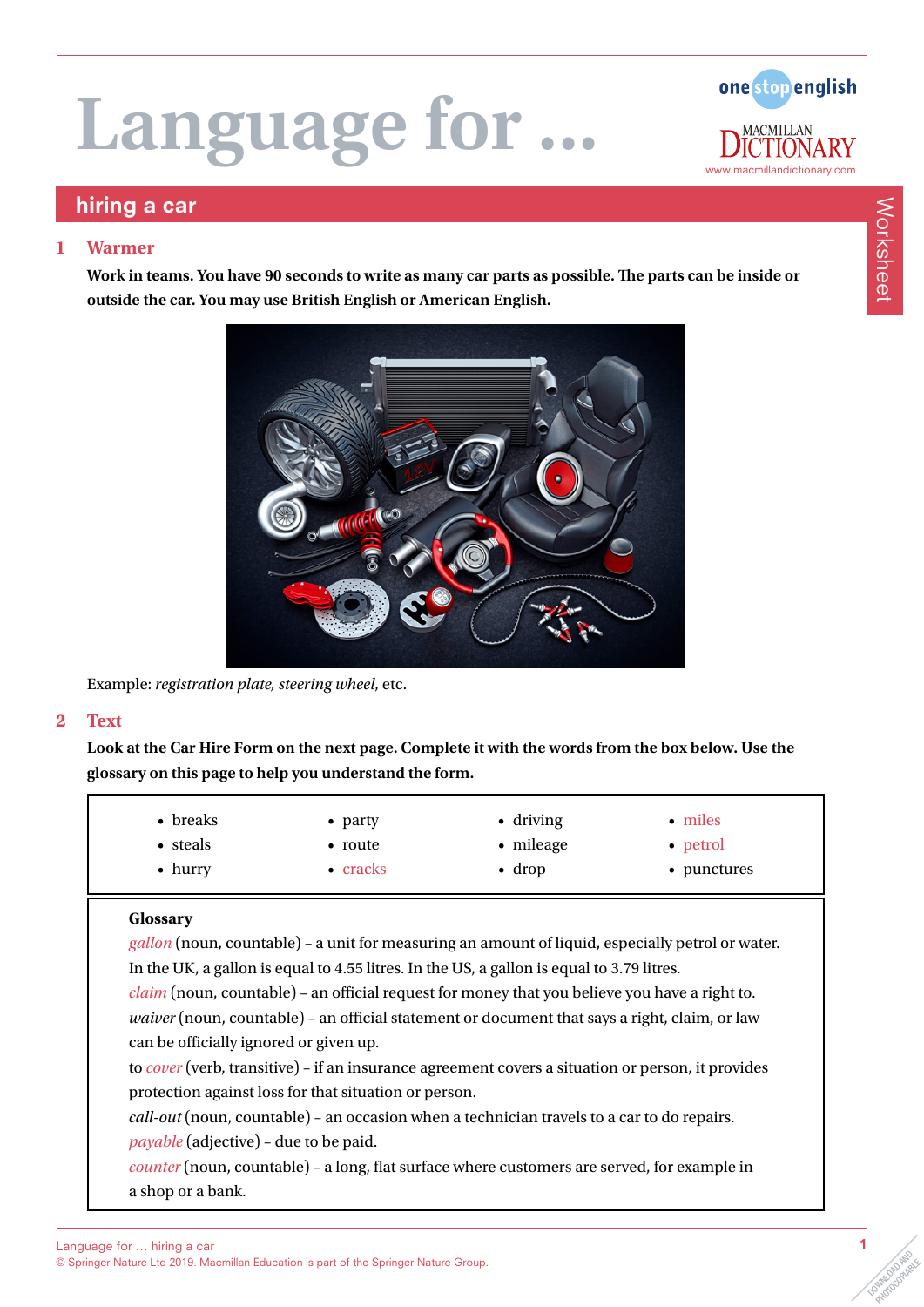# Language for …

## hiring a car

### 1 Warmer

**Work in teams. You have 90 seconds to write as many car parts as possible. The parts can be inside or outside the car. You may use British English or American English.**

Example: *registration plate, steering wheel*, etc.

### 2 Text

**Look at the Car Hire Form on the next page. Complete it with the words from the box below. Use the glossary on this page to help you understand the form.**

| | | | |
|---|---|---|---|
| • breaks | • party | • driving | • miles |
| • steals | • route | • mileage | • petrol |
| • hurry | • cracks | • drop | • punctures |

**Glossary**

*gallon* (noun, countable) – a unit for measuring an amount of liquid, especially petrol or water. In the UK, a gallon is equal to 4.55 litres. In the US, a gallon is equal to 3.79 litres.

*claim* (noun, countable) – an official request for money that you believe you have a right to.

*waiver* (noun, countable) – an official statement or document that says a right, claim, or law can be officially ignored or given up.

to *cover* (verb, transitive) – if an insurance agreement covers a situation or person, it provides protection against loss for that situation or person.

*call-out* (noun, countable) – an occasion when a technician travels to a car to do repairs.

*payable* (adjective) – due to be paid.

*counter* (noun, countable) – a long, flat surface where customers are served, for example in a shop or a bank.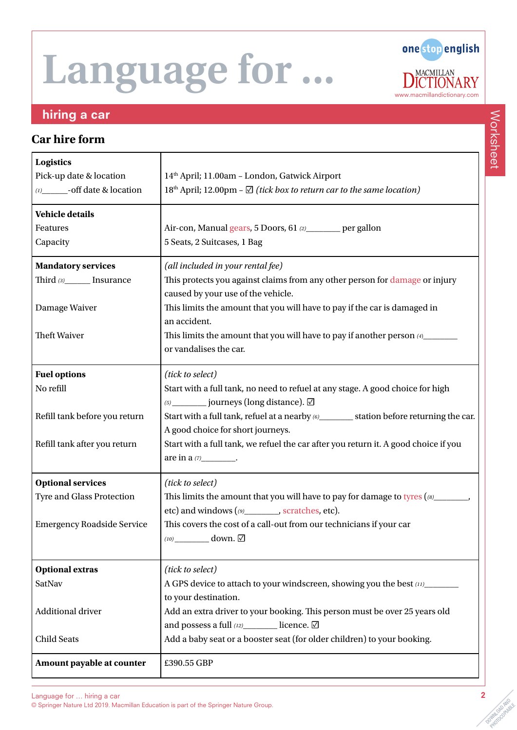# Language for …

## hiring a car

### Car hire form

| **Logistics** | |
|---|---|
| Pick-up date & location | 14th April; 11.00am – London, Gatwick Airport |
| (1)______-off date & location | 18th April; 12.00pm – ☑ *(tick box to return car to the same location)* |
| **Vehicle details** | |
| Features | Air-con, Manual gears, 5 Doors, 61 (2)________ per gallon |
| Capacity | 5 Seats, 2 Suitcases, 1 Bag |
| **Mandatory services** | *(all included in your rental fee)* |
| Third (3)______ Insurance | This protects you against claims from any other person for damage or injury caused by your use of the vehicle. |
| Damage Waiver | This limits the amount that you will have to pay if the car is damaged in an accident. |
| Theft Waiver | This limits the amount that you will have to pay if another person (4)________ or vandalises the car. |
| **Fuel options** | *(tick to select)* |
| No refill | Start with a full tank, no need to refuel at any stage. A good choice for high (5)________ journeys (long distance). ☑ |
| Refill tank before you return | Start with a full tank, refuel at a nearby (6)________ station before returning the car. A good choice for short journeys. |
| Refill tank after you return | Start with a full tank, we refuel the car after you return it. A good choice if you are in a (7)________. |
| **Optional services** | *(tick to select)* |
| Tyre and Glass Protection | This limits the amount that you will have to pay for damage to tyres ((8)________, etc) and windows ((9)________, scratches, etc). |
| Emergency Roadside Service | This covers the cost of a call-out from our technicians if your car (10)________ down. ☑ |
| **Optional extras** | *(tick to select)* |
| SatNav | A GPS device to attach to your windscreen, showing you the best (11)________ to your destination. |
| Additional driver | Add an extra driver to your booking. This person must be over 25 years old and possess a full (12)________ licence. ☑ |
| Child Seats | Add a baby seat or a booster seat (for older children) to your booking. |
| **Amount payable at counter** | £390.55 GBP |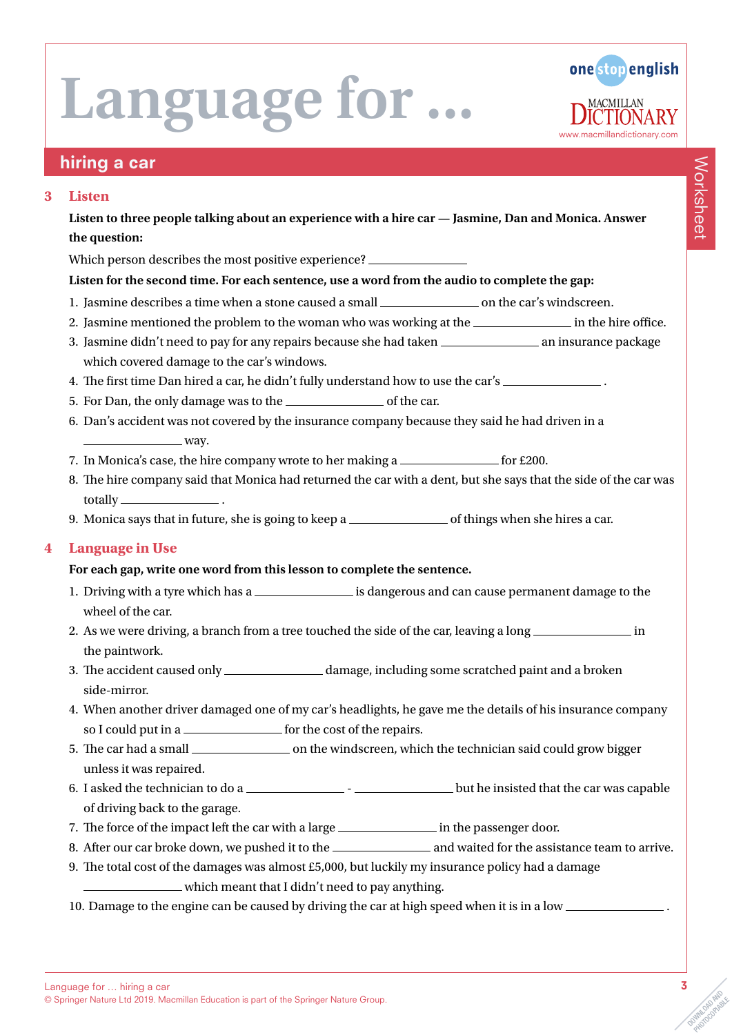# Language for …

## hiring a car

### 3 Listen

**Listen to three people talking about an experience with a hire car — Jasmine, Dan and Monica. Answer the question:**

Which person describes the most positive experience? ______________

**Listen for the second time. For each sentence, use a word from the audio to complete the gap:**

1. Jasmine describes a time when a stone caused a small ______________ on the car's windscreen.
2. Jasmine mentioned the problem to the woman who was working at the ______________ in the hire office.
3. Jasmine didn't need to pay for any repairs because she had taken ______________ an insurance package which covered damage to the car's windows.
4. The first time Dan hired a car, he didn't fully understand how to use the car's ______________ .
5. For Dan, the only damage was to the ______________ of the car.
6. Dan's accident was not covered by the insurance company because they said he had driven in a ______________ way.
7. In Monica's case, the hire company wrote to her making a ______________ for £200.
8. The hire company said that Monica had returned the car with a dent, but she says that the side of the car was totally ______________ .
9. Monica says that in future, she is going to keep a ______________ of things when she hires a car.

### 4 Language in Use

**For each gap, write one word from this lesson to complete the sentence.**

1. Driving with a tyre which has a ______________ is dangerous and can cause permanent damage to the wheel of the car.
2. As we were driving, a branch from a tree touched the side of the car, leaving a long ______________ in the paintwork.
3. The accident caused only ______________ damage, including some scratched paint and a broken side-mirror.
4. When another driver damaged one of my car's headlights, he gave me the details of his insurance company so I could put in a ______________ for the cost of the repairs.
5. The car had a small ______________ on the windscreen, which the technician said could grow bigger unless it was repaired.
6. I asked the technician to do a ______________ - ______________ but he insisted that the car was capable of driving back to the garage.
7. The force of the impact left the car with a large ______________ in the passenger door.
8. After our car broke down, we pushed it to the ______________ and waited for the assistance team to arrive.
9. The total cost of the damages was almost £5,000, but luckily my insurance policy had a damage ______________ which meant that I didn't need to pay anything.
10. Damage to the engine can be caused by driving the car at high speed when it is in a low ______________ .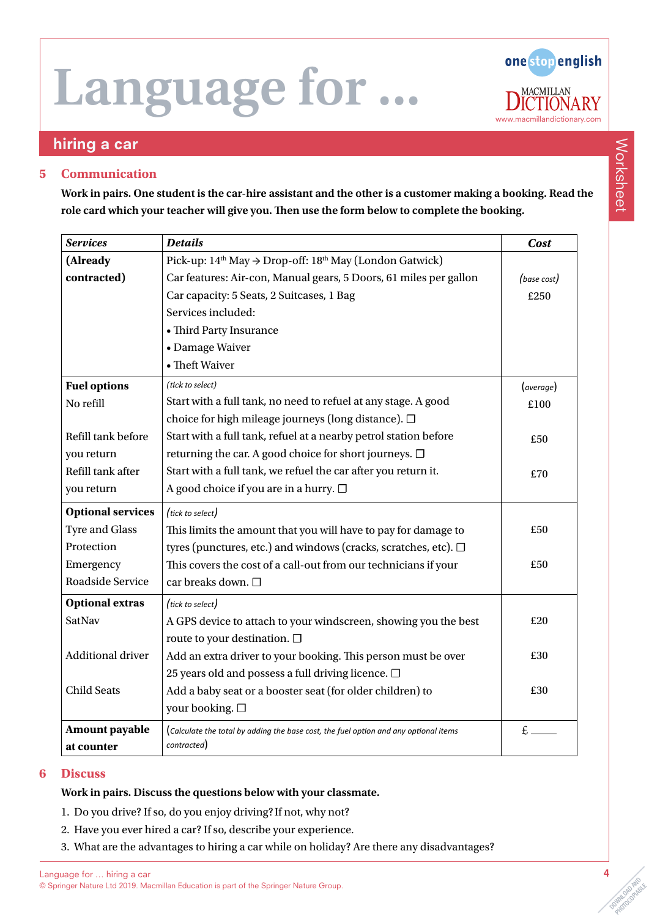# Language for …

## hiring a car

### 5 Communication

**Work in pairs. One student is the car-hire assistant and the other is a customer making a booking. Read the role card which your teacher will give you. Then use the form below to complete the booking.**

| ***Services*** | ***Details*** | ***Cost*** |
|---|---|---|
| **(Already contracted)** | Pick-up: 14th May → Drop-off: 18th May (London Gatwick)<br>Car features: Air-con, Manual gears, 5 Doors, 61 miles per gallon<br>Car capacity: 5 Seats, 2 Suitcases, 1 Bag<br>Services included:<br>• Third Party Insurance<br>• Damage Waiver<br>• Theft Waiver | *(base cost)*<br>£250 |
| **Fuel options** | *(tick to select)* | *(average)* |
| No refill | Start with a full tank, no need to refuel at any stage. A good choice for high mileage journeys (long distance). ☐ | £100 |
| Refill tank before you return | Start with a full tank, refuel at a nearby petrol station before returning the car. A good choice for short journeys. ☐ | £50 |
| Refill tank after you return | Start with a full tank, we refuel the car after you return it. A good choice if you are in a hurry. ☐ | £70 |
| **Optional services** | *(tick to select)* | |
| Tyre and Glass Protection | This limits the amount that you will have to pay for damage to tyres (punctures, etc.) and windows (cracks, scratches, etc). ☐ | £50 |
| Emergency Roadside Service | This covers the cost of a call-out from our technicians if your car breaks down. ☐ | £50 |
| **Optional extras** | *(tick to select)* | |
| SatNav | A GPS device to attach to your windscreen, showing you the best route to your destination. ☐ | £20 |
| Additional driver | Add an extra driver to your booking. This person must be over 25 years old and possess a full driving licence. ☐ | £30 |
| Child Seats | Add a baby seat or a booster seat (for older children) to your booking. ☐ | £30 |
| **Amount payable at counter** | *(Calculate the total by adding the base cost, the fuel option and any optional items contracted)* | £ _____ |

### 6 Discuss

**Work in pairs. Discuss the questions below with your classmate.**

1. Do you drive? If so, do you enjoy driving? If not, why not?
2. Have you ever hired a car? If so, describe your experience.
3. What are the advantages to hiring a car while on holiday? Are there any disadvantages?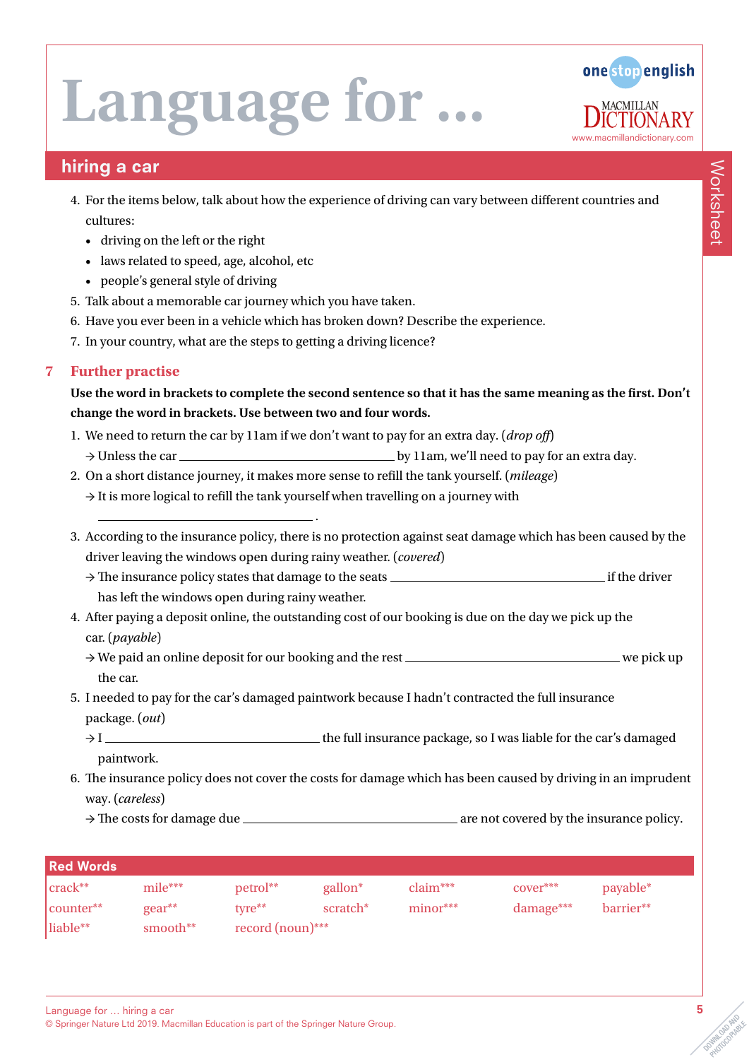# Language for ...

## hiring a car

4. For the items below, talk about how the experience of driving can vary between different countries and cultures:
   - driving on the left or the right
   - laws related to speed, age, alcohol, etc
   - people's general style of driving
5. Talk about a memorable car journey which you have taken.
6. Have you ever been in a vehicle which has broken down? Describe the experience.
7. In your country, what are the steps to getting a driving licence?

### 7 Further practise

**Use the word in brackets to complete the second sentence so that it has the same meaning as the first. Don't change the word in brackets. Use between two and four words.**

1. We need to return the car by 11am if we don't want to pay for an extra day. (*drop off*)
   → Unless the car ________________ by 11am, we'll need to pay for an extra day.
2. On a short distance journey, it makes more sense to refill the tank yourself. (*mileage*)
   → It is more logical to refill the tank yourself when travelling on a journey with ________________ .
3. According to the insurance policy, there is no protection against seat damage which has been caused by the driver leaving the windows open during rainy weather. (*covered*)
   → The insurance policy states that damage to the seats ________________ if the driver has left the windows open during rainy weather.
4. After paying a deposit online, the outstanding cost of our booking is due on the day we pick up the car. (*payable*)
   → We paid an online deposit for our booking and the rest ________________ we pick up the car.
5. I needed to pay for the car's damaged paintwork because I hadn't contracted the full insurance package. (*out*)
   → I ________________ the full insurance package, so I was liable for the car's damaged paintwork.
6. The insurance policy does not cover the costs for damage which has been caused by driving in an imprudent way. (*careless*)
   → The costs for damage due ________________ are not covered by the insurance policy.

**Red Words**

| | | | | | | |
|---|---|---|---|---|---|---|
| crack** | mile*** | petrol** | gallon* | claim*** | cover*** | payable* |
| counter** | gear** | tyre** | scratch* | minor*** | damage*** | barrier** |
| liable** | smooth** | record (noun)*** | | | | |